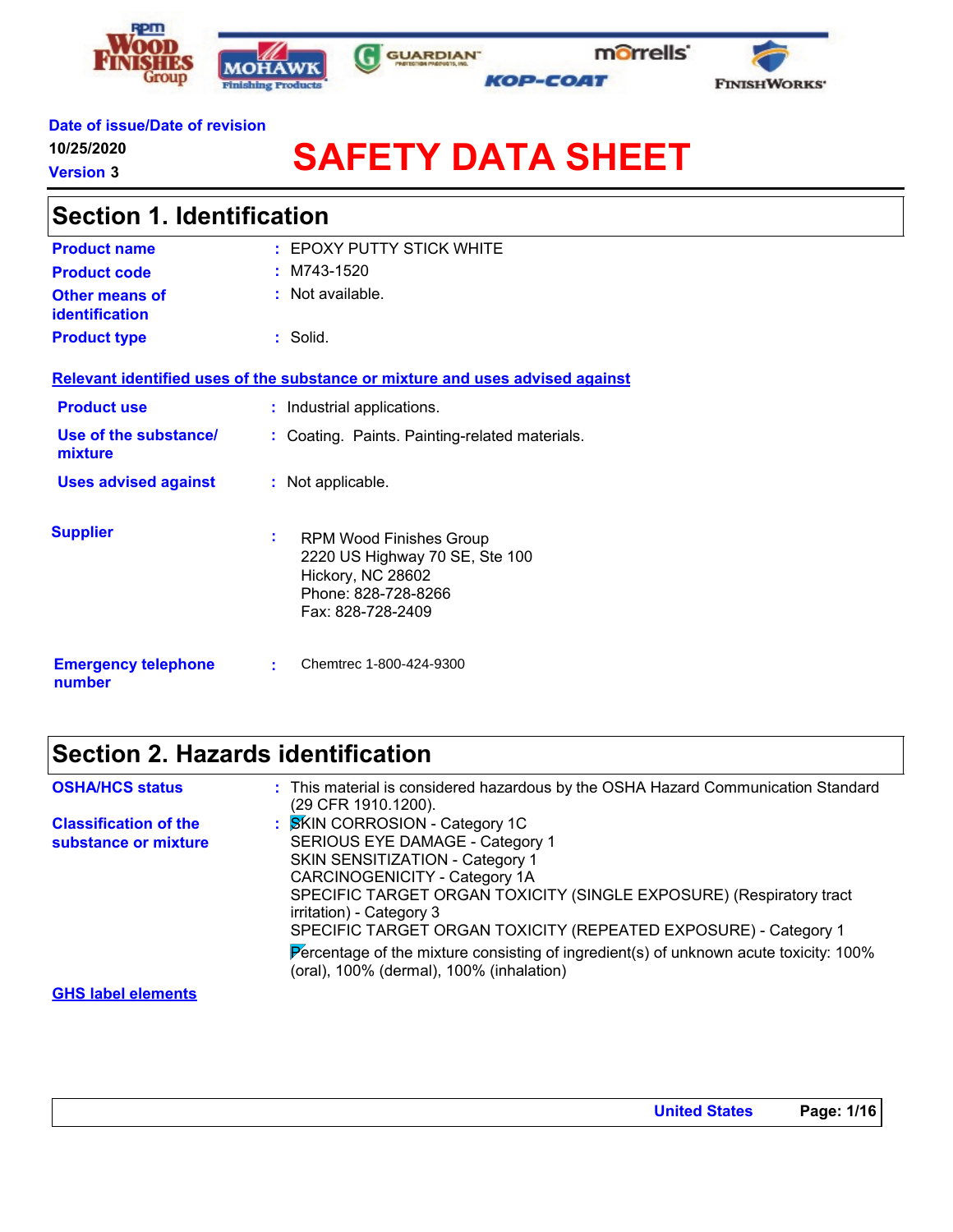Date of issue/Date of revision
10/25/2020
Version 3

# SAFETY DATA SHEET

## Section 1. Identification

| | | |
|---|---|---|
| **Product name** | : | EPOXY PUTTY STICK WHITE |
| **Product code** | : | M743-1520 |
| **Other means of identification** | : | Not available. |
| **Product type** | : | Solid. |

**Relevant identified uses of the substance or mixture and uses advised against**

| | | |
|---|---|---|
| **Product use** | : | Industrial applications. |
| **Use of the substance/ mixture** | : | Coating. Paints. Painting-related materials. |
| **Uses advised against** | : | Not applicable. |

**Supplier** : RPM Wood Finishes Group
2220 US Highway 70 SE, Ste 100
Hickory, NC 28602
Phone: 828-728-8266
Fax: 828-728-2409

**Emergency telephone number** : Chemtrec 1-800-424-9300

## Section 2. Hazards identification

**OSHA/HCS status** : This material is considered hazardous by the OSHA Hazard Communication Standard (29 CFR 1910.1200).

**Classification of the substance or mixture** : SKIN CORROSION - Category 1C
SERIOUS EYE DAMAGE - Category 1
SKIN SENSITIZATION - Category 1
CARCINOGENICITY - Category 1A
SPECIFIC TARGET ORGAN TOXICITY (SINGLE EXPOSURE) (Respiratory tract irritation) - Category 3
SPECIFIC TARGET ORGAN TOXICITY (REPEATED EXPOSURE) - Category 1

Percentage of the mixture consisting of ingredient(s) of unknown acute toxicity: 100% (oral), 100% (dermal), 100% (inhalation)

**GHS label elements**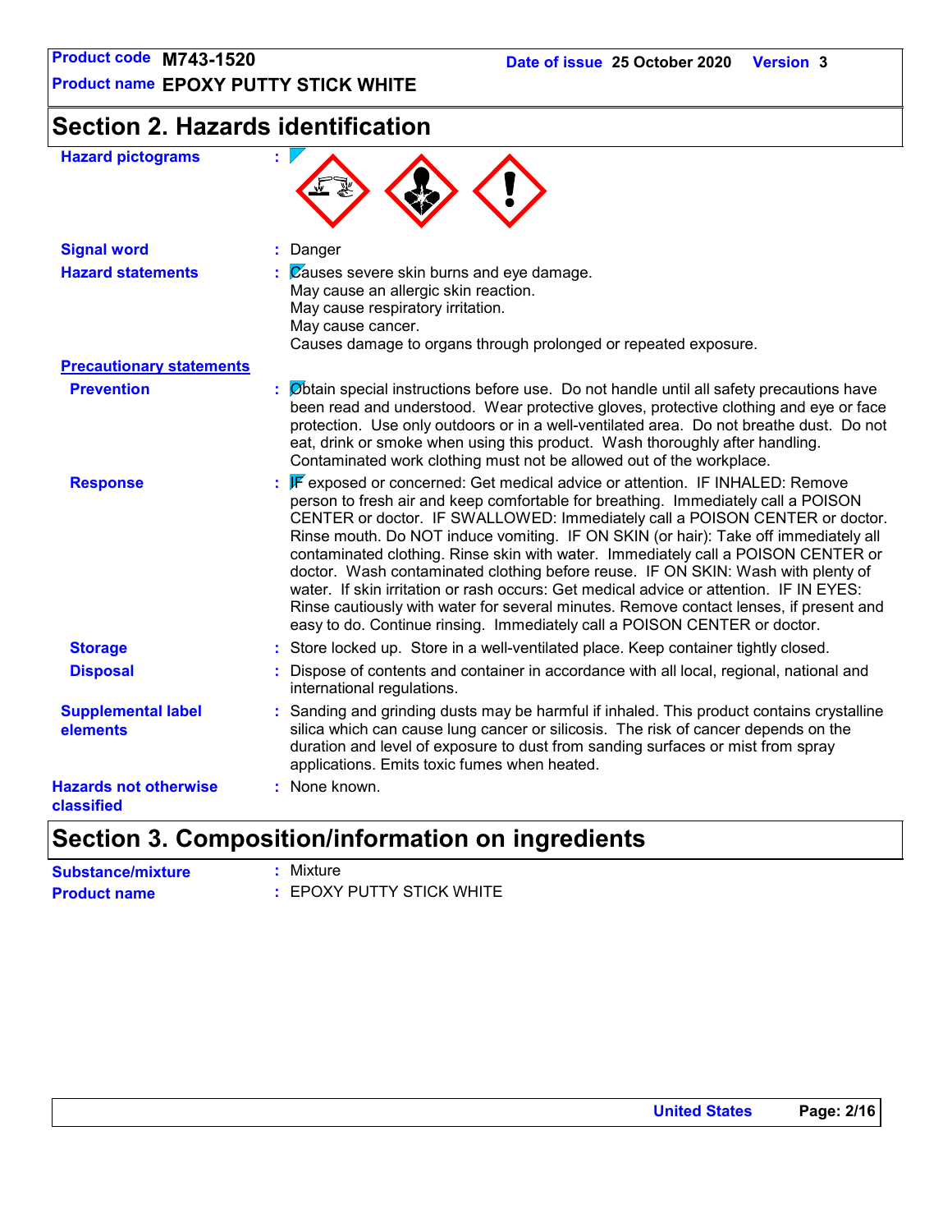## Section 2. Hazards identification

**Hazard pictograms** :

**Signal word** : Danger

**Hazard statements** : Causes severe skin burns and eye damage.
May cause an allergic skin reaction.
May cause respiratory irritation.
May cause cancer.
Causes damage to organs through prolonged or repeated exposure.

**Precautionary statements**

**Prevention** : Obtain special instructions before use. Do not handle until all safety precautions have been read and understood. Wear protective gloves, protective clothing and eye or face protection. Use only outdoors or in a well-ventilated area. Do not breathe dust. Do not eat, drink or smoke when using this product. Wash thoroughly after handling. Contaminated work clothing must not be allowed out of the workplace.

**Response** : IF exposed or concerned: Get medical advice or attention. IF INHALED: Remove person to fresh air and keep comfortable for breathing. Immediately call a POISON CENTER or doctor. IF SWALLOWED: Immediately call a POISON CENTER or doctor. Rinse mouth. Do NOT induce vomiting. IF ON SKIN (or hair): Take off immediately all contaminated clothing. Rinse skin with water. Immediately call a POISON CENTER or doctor. Wash contaminated clothing before reuse. IF ON SKIN: Wash with plenty of water. If skin irritation or rash occurs: Get medical advice or attention. IF IN EYES: Rinse cautiously with water for several minutes. Remove contact lenses, if present and easy to do. Continue rinsing. Immediately call a POISON CENTER or doctor.

**Storage** : Store locked up. Store in a well-ventilated place. Keep container tightly closed.

**Disposal** : Dispose of contents and container in accordance with all local, regional, national and international regulations.

**Supplemental label elements** : Sanding and grinding dusts may be harmful if inhaled. This product contains crystalline silica which can cause lung cancer or silicosis. The risk of cancer depends on the duration and level of exposure to dust from sanding surfaces or mist from spray applications. Emits toxic fumes when heated.

**Hazards not otherwise classified** : None known.

## Section 3. Composition/information on ingredients

**Substance/mixture** : Mixture

**Product name** : EPOXY PUTTY STICK WHITE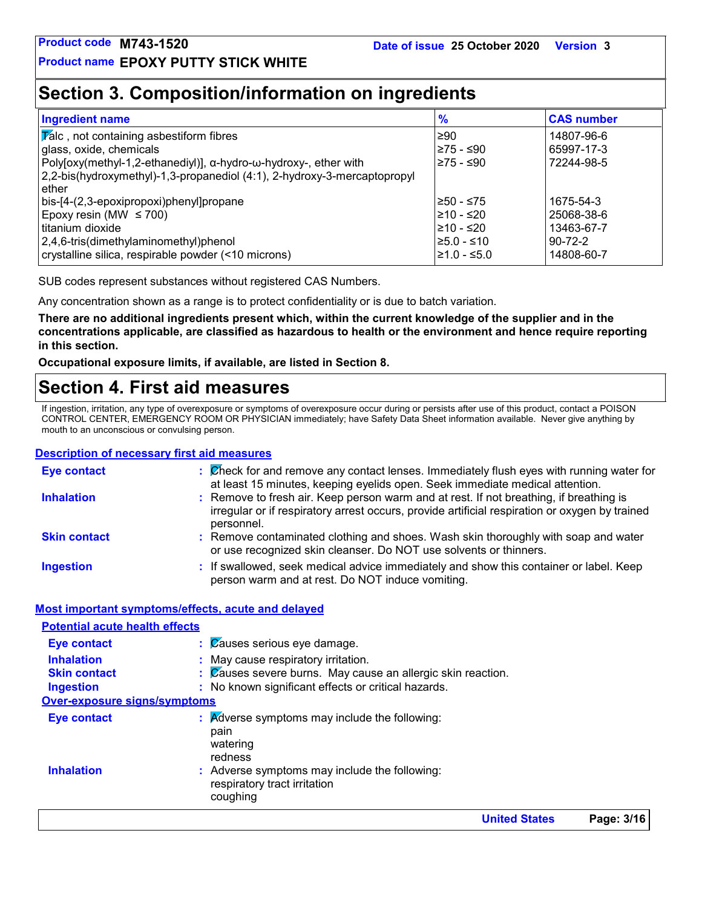**Product code** M743-1520 **Date of issue** 25 October 2020 **Version** 3

**Product name** EPOXY PUTTY STICK WHITE

# Section 3. Composition/information on ingredients

| Ingredient name | % | CAS number |
|---|---|---|
| Talc , not containing asbestiform fibres | ≥90 | 14807-96-6 |
| glass, oxide, chemicals | ≥75 - ≤90 | 65997-17-3 |
| Poly[oxy(methyl-1,2-ethanediyl)], α-hydro-ω-hydroxy-, ether with 2,2-bis(hydroxymethyl)-1,3-propanediol (4:1), 2-hydroxy-3-mercaptopropyl ether | ≥75 - ≤90 | 72244-98-5 |
| bis-[4-(2,3-epoxipropoxi)phenyl]propane | ≥50 - ≤75 | 1675-54-3 |
| Epoxy resin (MW ≤ 700) | ≥10 - ≤20 | 25068-38-6 |
| titanium dioxide | ≥10 - ≤20 | 13463-67-7 |
| 2,4,6-tris(dimethylaminomethyl)phenol | ≥5.0 - ≤10 | 90-72-2 |
| crystalline silica, respirable powder (<10 microns) | ≥1.0 - ≤5.0 | 14808-60-7 |

SUB codes represent substances without registered CAS Numbers.

Any concentration shown as a range is to protect confidentiality or is due to batch variation.

**There are no additional ingredients present which, within the current knowledge of the supplier and in the concentrations applicable, are classified as hazardous to health or the environment and hence require reporting in this section.**

**Occupational exposure limits, if available, are listed in Section 8.**

# Section 4. First aid measures

If ingestion, irritation, any type of overexposure or symptoms of overexposure occur during or persists after use of this product, contact a POISON CONTROL CENTER, EMERGENCY ROOM OR PHYSICIAN immediately; have Safety Data Sheet information available. Never give anything by mouth to an unconscious or convulsing person.

## Description of necessary first aid measures

**Eye contact** : Check for and remove any contact lenses. Immediately flush eyes with running water for at least 15 minutes, keeping eyelids open. Seek immediate medical attention.

**Inhalation** : Remove to fresh air. Keep person warm and at rest. If not breathing, if breathing is irregular or if respiratory arrest occurs, provide artificial respiration or oxygen by trained personnel.

**Skin contact** : Remove contaminated clothing and shoes. Wash skin thoroughly with soap and water or use recognized skin cleanser. Do NOT use solvents or thinners.

**Ingestion** : If swallowed, seek medical advice immediately and show this container or label. Keep person warm and at rest. Do NOT induce vomiting.

## Most important symptoms/effects, acute and delayed

### Potential acute health effects

**Eye contact** : Causes serious eye damage.

**Inhalation** : May cause respiratory irritation.

**Skin contact** : Causes severe burns. May cause an allergic skin reaction.

**Ingestion** : No known significant effects or critical hazards.

### Over-exposure signs/symptoms

**Eye contact** : Adverse symptoms may include the following:
pain
watering
redness

**Inhalation** : Adverse symptoms may include the following:
respiratory tract irritation
coughing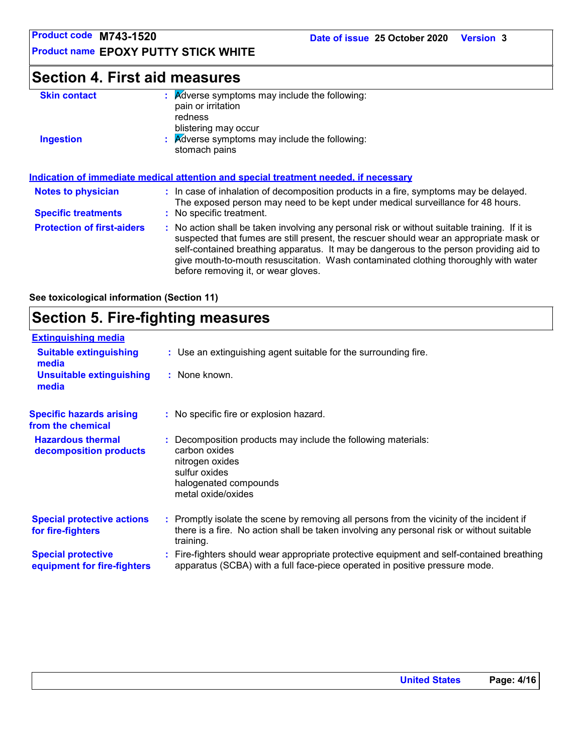## Section 4. First aid measures

**Skin contact** : Adverse symptoms may include the following:
pain or irritation
redness
blistering may occur

**Ingestion** : Adverse symptoms may include the following:
stomach pains

### Indication of immediate medical attention and special treatment needed, if necessary

**Notes to physician** : In case of inhalation of decomposition products in a fire, symptoms may be delayed. The exposed person may need to be kept under medical surveillance for 48 hours.

**Specific treatments** : No specific treatment.

**Protection of first-aiders** : No action shall be taken involving any personal risk or without suitable training. If it is suspected that fumes are still present, the rescuer should wear an appropriate mask or self-contained breathing apparatus. It may be dangerous to the person providing aid to give mouth-to-mouth resuscitation. Wash contaminated clothing thoroughly with water before removing it, or wear gloves.

**See toxicological information (Section 11)**

## Section 5. Fire-fighting measures

### Extinguishing media

**Suitable extinguishing media** : Use an extinguishing agent suitable for the surrounding fire.

**Unsuitable extinguishing media** : None known.

**Specific hazards arising from the chemical** : No specific fire or explosion hazard.

**Hazardous thermal decomposition products** : Decomposition products may include the following materials:
carbon oxides
nitrogen oxides
sulfur oxides
halogenated compounds
metal oxide/oxides

**Special protective actions for fire-fighters** : Promptly isolate the scene by removing all persons from the vicinity of the incident if there is a fire. No action shall be taken involving any personal risk or without suitable training.

**Special protective equipment for fire-fighters** : Fire-fighters should wear appropriate protective equipment and self-contained breathing apparatus (SCBA) with a full face-piece operated in positive pressure mode.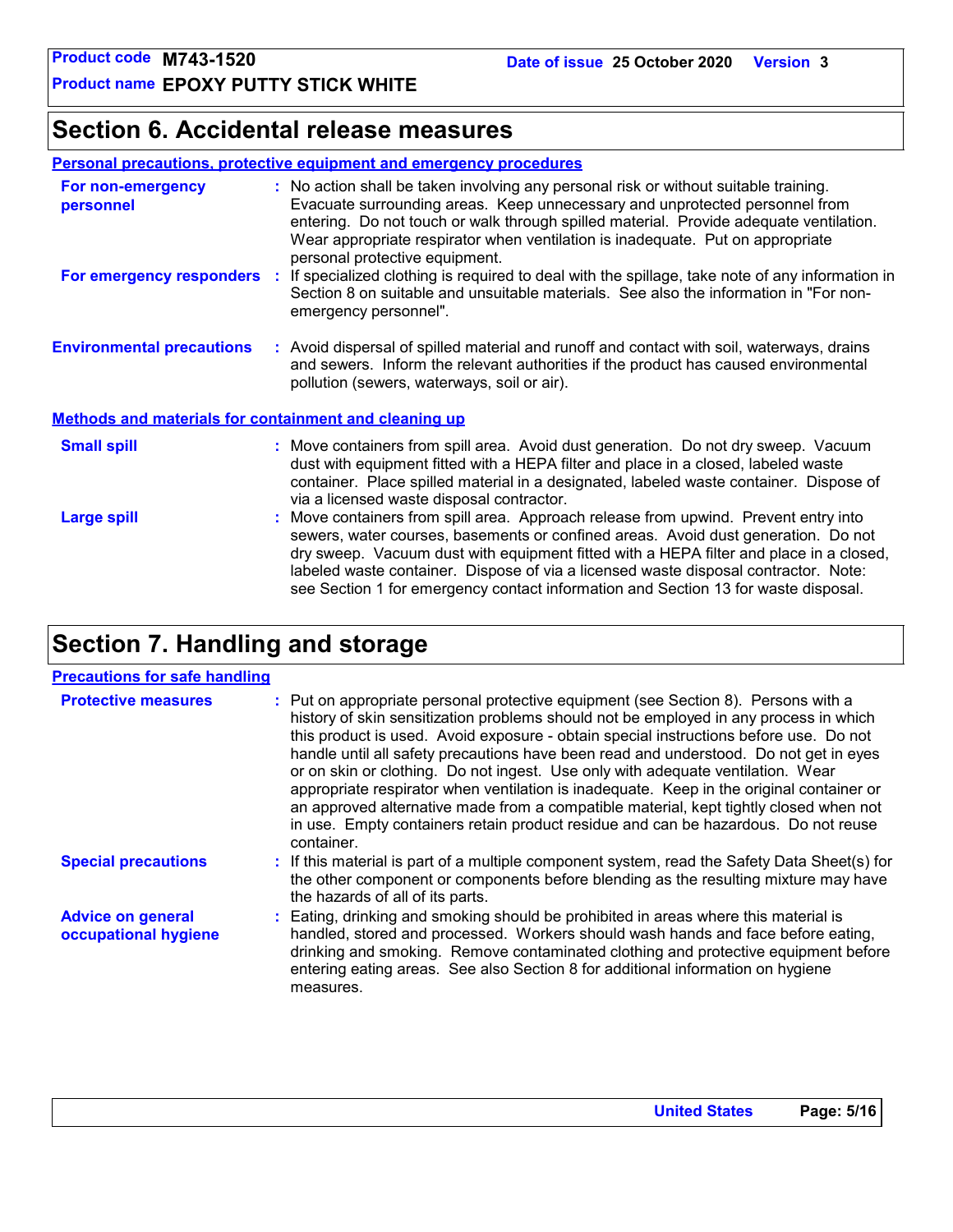## Section 6. Accidental release measures

### Personal precautions, protective equipment and emergency procedures

**For non-emergency personnel** : No action shall be taken involving any personal risk or without suitable training. Evacuate surrounding areas. Keep unnecessary and unprotected personnel from entering. Do not touch or walk through spilled material. Provide adequate ventilation. Wear appropriate respirator when ventilation is inadequate. Put on appropriate personal protective equipment.

**For emergency responders** : If specialized clothing is required to deal with the spillage, take note of any information in Section 8 on suitable and unsuitable materials. See also the information in "For non-emergency personnel".

**Environmental precautions** : Avoid dispersal of spilled material and runoff and contact with soil, waterways, drains and sewers. Inform the relevant authorities if the product has caused environmental pollution (sewers, waterways, soil or air).

### Methods and materials for containment and cleaning up

**Small spill** : Move containers from spill area. Avoid dust generation. Do not dry sweep. Vacuum dust with equipment fitted with a HEPA filter and place in a closed, labeled waste container. Place spilled material in a designated, labeled waste container. Dispose of via a licensed waste disposal contractor.

**Large spill** : Move containers from spill area. Approach release from upwind. Prevent entry into sewers, water courses, basements or confined areas. Avoid dust generation. Do not dry sweep. Vacuum dust with equipment fitted with a HEPA filter and place in a closed, labeled waste container. Dispose of via a licensed waste disposal contractor. Note: see Section 1 for emergency contact information and Section 13 for waste disposal.

## Section 7. Handling and storage

### Precautions for safe handling

**Protective measures** : Put on appropriate personal protective equipment (see Section 8). Persons with a history of skin sensitization problems should not be employed in any process in which this product is used. Avoid exposure - obtain special instructions before use. Do not handle until all safety precautions have been read and understood. Do not get in eyes or on skin or clothing. Do not ingest. Use only with adequate ventilation. Wear appropriate respirator when ventilation is inadequate. Keep in the original container or an approved alternative made from a compatible material, kept tightly closed when not in use. Empty containers retain product residue and can be hazardous. Do not reuse container.

**Special precautions** : If this material is part of a multiple component system, read the Safety Data Sheet(s) for the other component or components before blending as the resulting mixture may have the hazards of all of its parts.

**Advice on general occupational hygiene** : Eating, drinking and smoking should be prohibited in areas where this material is handled, stored and processed. Workers should wash hands and face before eating, drinking and smoking. Remove contaminated clothing and protective equipment before entering eating areas. See also Section 8 for additional information on hygiene measures.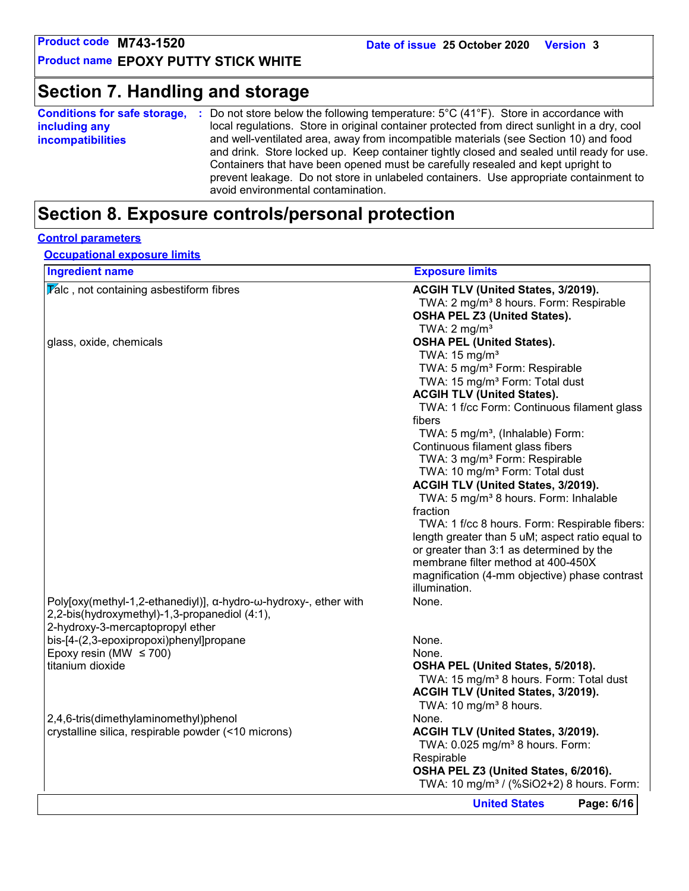## Section 7. Handling and storage

**Conditions for safe storage, including any incompatibilities** : Do not store below the following temperature: 5°C (41°F). Store in accordance with local regulations. Store in original container protected from direct sunlight in a dry, cool and well-ventilated area, away from incompatible materials (see Section 10) and food and drink. Store locked up. Keep container tightly closed and sealed until ready for use. Containers that have been opened must be carefully resealed and kept upright to prevent leakage. Do not store in unlabeled containers. Use appropriate containment to avoid environmental contamination.

## Section 8. Exposure controls/personal protection

### Control parameters

#### Occupational exposure limits

| Ingredient name | Exposure limits |
| --- | --- |
| Talc , not containing asbestiform fibres | **ACGIH TLV (United States, 3/2019).**<br>TWA: 2 mg/m³ 8 hours. Form: Respirable<br>**OSHA PEL Z3 (United States).**<br>TWA: 2 mg/m³ |
| glass, oxide, chemicals | **OSHA PEL (United States).**<br>TWA: 15 mg/m³<br>TWA: 5 mg/m³ Form: Respirable<br>TWA: 15 mg/m³ Form: Total dust<br>**ACGIH TLV (United States).**<br>TWA: 1 f/cc Form: Continuous filament glass fibers<br>TWA: 5 mg/m³, (Inhalable) Form: Continuous filament glass fibers<br>TWA: 3 mg/m³ Form: Respirable<br>TWA: 10 mg/m³ Form: Total dust<br>**ACGIH TLV (United States, 3/2019).**<br>TWA: 5 mg/m³ 8 hours. Form: Inhalable fraction<br>TWA: 1 f/cc 8 hours. Form: Respirable fibers: length greater than 5 uM; aspect ratio equal to or greater than 3:1 as determined by the membrane filter method at 400-450X magnification (4-mm objective) phase contrast illumination. |
| Poly[oxy(methyl-1,2-ethanediyl)], α-hydro-ω-hydroxy-, ether with 2,2-bis(hydroxymethyl)-1,3-propanediol (4:1), 2-hydroxy-3-mercaptopropyl ether | None. |
| bis-[4-(2,3-epoxipropoxi)phenyl]propane | None. |
| Epoxy resin (MW ≤ 700) | None. |
| titanium dioxide | **OSHA PEL (United States, 5/2018).**<br>TWA: 15 mg/m³ 8 hours. Form: Total dust<br>**ACGIH TLV (United States, 3/2019).**<br>TWA: 10 mg/m³ 8 hours. |
| 2,4,6-tris(dimethylaminomethyl)phenol | None. |
| crystalline silica, respirable powder (<10 microns) | **ACGIH TLV (United States, 3/2019).**<br>TWA: 0.025 mg/m³ 8 hours. Form: Respirable<br>**OSHA PEL Z3 (United States, 6/2016).**<br>TWA: 10 mg/m³ / (%$SiO_2$+2) 8 hours. Form: |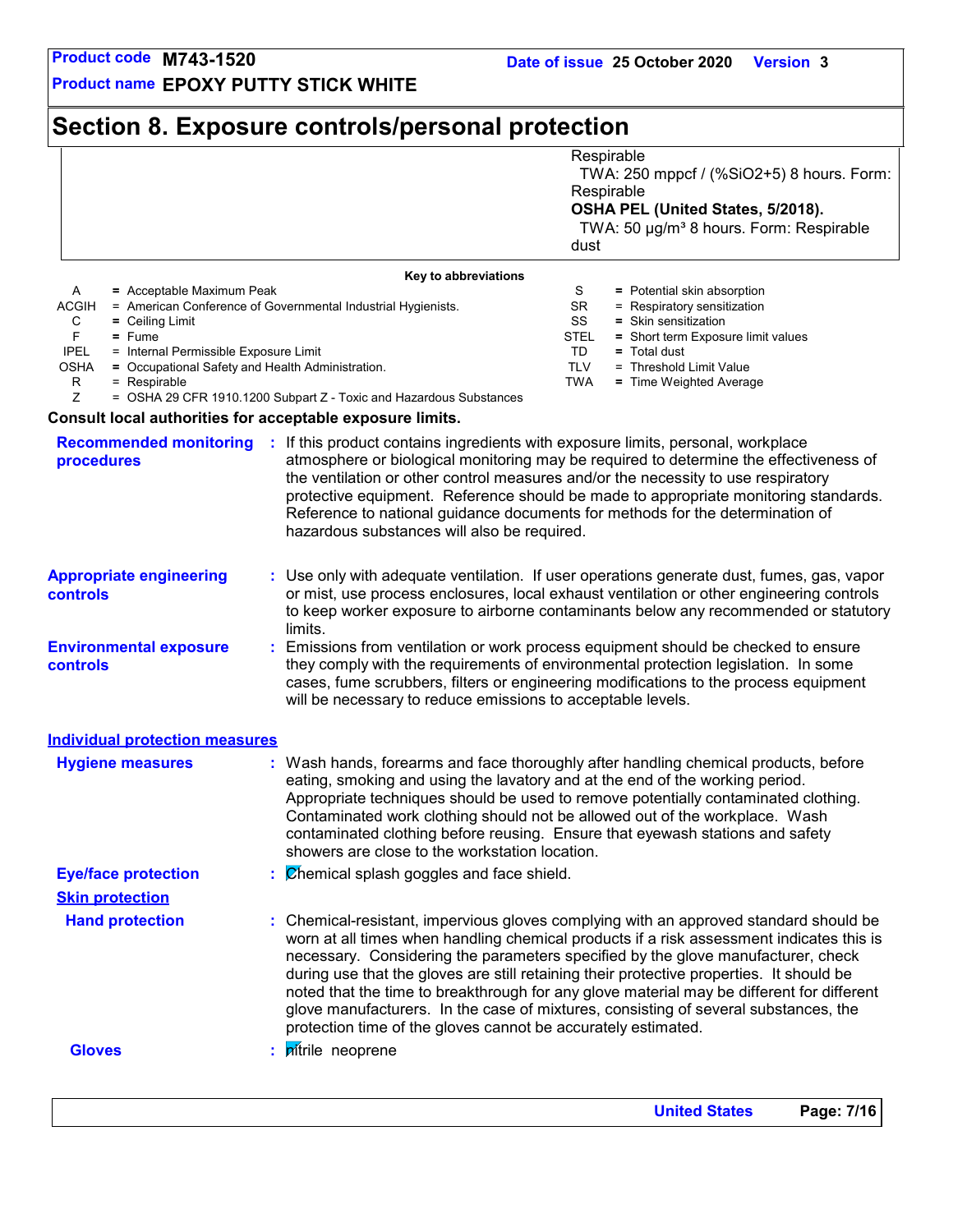# Section 8. Exposure controls/personal protection

| | |
|---|---|
| | Respirable<br>TWA: 250 mppcf / (%SiO2+5) 8 hours. Form: Respirable<br>**OSHA PEL (United States, 5/2018).**<br>TWA: 50 µg/m³ 8 hours. Form: Respirable dust |

**Key to abbreviations**

| | | | |
|---|---|---|---|
| A | = Acceptable Maximum Peak | S | = Potential skin absorption |
| ACGIH | = American Conference of Governmental Industrial Hygienists. | SR | = Respiratory sensitization |
| C | = Ceiling Limit | SS | = Skin sensitization |
| F | = Fume | STEL | = Short term Exposure limit values |
| IPEL | = Internal Permissible Exposure Limit | TD | = Total dust |
| OSHA | = Occupational Safety and Health Administration. | TLV | = Threshold Limit Value |
| R | = Respirable | TWA | = Time Weighted Average |
| Z | = OSHA 29 CFR 1910.1200 Subpart Z - Toxic and Hazardous Substances | | |

**Consult local authorities for acceptable exposure limits.**

**Recommended monitoring procedures** : If this product contains ingredients with exposure limits, personal, workplace atmosphere or biological monitoring may be required to determine the effectiveness of the ventilation or other control measures and/or the necessity to use respiratory protective equipment. Reference should be made to appropriate monitoring standards. Reference to national guidance documents for methods for the determination of hazardous substances will also be required.

**Appropriate engineering controls** : Use only with adequate ventilation. If user operations generate dust, fumes, gas, vapor or mist, use process enclosures, local exhaust ventilation or other engineering controls to keep worker exposure to airborne contaminants below any recommended or statutory limits.

**Environmental exposure controls** : Emissions from ventilation or work process equipment should be checked to ensure they comply with the requirements of environmental protection legislation. In some cases, fume scrubbers, filters or engineering modifications to the process equipment will be necessary to reduce emissions to acceptable levels.

**Individual protection measures**

**Hygiene measures** : Wash hands, forearms and face thoroughly after handling chemical products, before eating, smoking and using the lavatory and at the end of the working period. Appropriate techniques should be used to remove potentially contaminated clothing. Contaminated work clothing should not be allowed out of the workplace. Wash contaminated clothing before reusing. Ensure that eyewash stations and safety showers are close to the workstation location.

**Eye/face protection** : Chemical splash goggles and face shield.

**Skin protection**

**Hand protection** : Chemical-resistant, impervious gloves complying with an approved standard should be worn at all times when handling chemical products if a risk assessment indicates this is necessary. Considering the parameters specified by the glove manufacturer, check during use that the gloves are still retaining their protective properties. It should be noted that the time to breakthrough for any glove material may be different for different glove manufacturers. In the case of mixtures, consisting of several substances, the protection time of the gloves cannot be accurately estimated.

**Gloves** : nitrile neoprene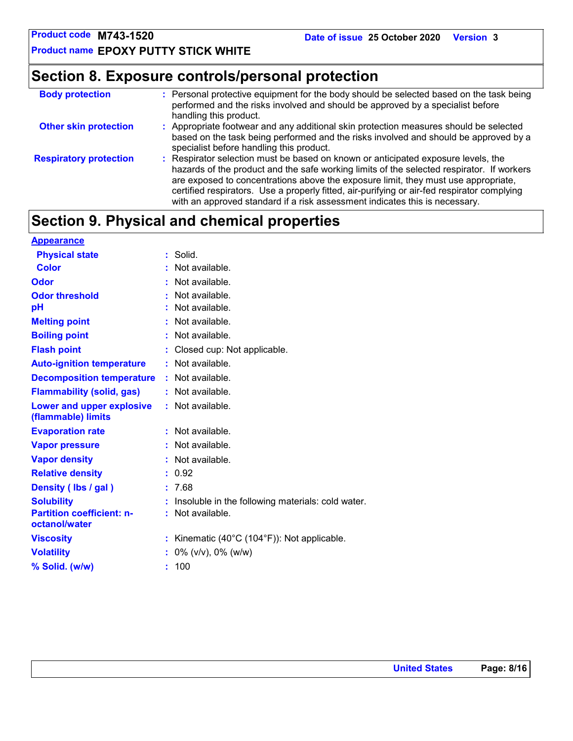## Section 8. Exposure controls/personal protection

**Body protection** : Personal protective equipment for the body should be selected based on the task being performed and the risks involved and should be approved by a specialist before handling this product.

**Other skin protection** : Appropriate footwear and any additional skin protection measures should be selected based on the task being performed and the risks involved and should be approved by a specialist before handling this product.

**Respiratory protection** : Respirator selection must be based on known or anticipated exposure levels, the hazards of the product and the safe working limits of the selected respirator. If workers are exposed to concentrations above the exposure limit, they must use appropriate, certified respirators. Use a properly fitted, air-purifying or air-fed respirator complying with an approved standard if a risk assessment indicates this is necessary.

## Section 9. Physical and chemical properties

**Appearance**

| | |
|---|---|
| **Physical state** | Solid. |
| **Color** | Not available. |
| **Odor** | Not available. |
| **Odor threshold** | Not available. |
| **pH** | Not available. |
| **Melting point** | Not available. |
| **Boiling point** | Not available. |
| **Flash point** | Closed cup: Not applicable. |
| **Auto-ignition temperature** | Not available. |
| **Decomposition temperature** | Not available. |
| **Flammability (solid, gas)** | Not available. |
| **Lower and upper explosive (flammable) limits** | Not available. |
| **Evaporation rate** | Not available. |
| **Vapor pressure** | Not available. |
| **Vapor density** | Not available. |
| **Relative density** | 0.92 |
| **Density ( lbs / gal )** | 7.68 |
| **Solubility** | Insoluble in the following materials: cold water. |
| **Partition coefficient: n-octanol/water** | Not available. |
| **Viscosity** | Kinematic (40°C (104°F)): Not applicable. |
| **Volatility** | 0% (v/v), 0% (w/w) |
| **% Solid. (w/w)** | 100 |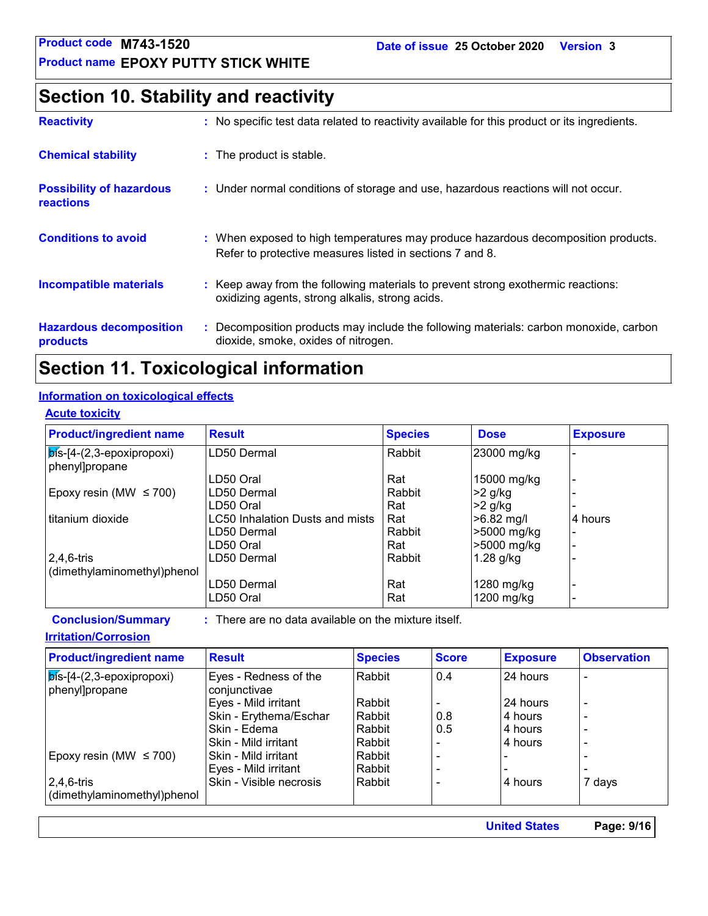## Section 10. Stability and reactivity

**Reactivity** : No specific test data related to reactivity available for this product or its ingredients.

**Chemical stability** : The product is stable.

**Possibility of hazardous reactions** : Under normal conditions of storage and use, hazardous reactions will not occur.

**Conditions to avoid** : When exposed to high temperatures may produce hazardous decomposition products. Refer to protective measures listed in sections 7 and 8.

**Incompatible materials** : Keep away from the following materials to prevent strong exothermic reactions: oxidizing agents, strong alkalis, strong acids.

**Hazardous decomposition products** : Decomposition products may include the following materials: carbon monoxide, carbon dioxide, smoke, oxides of nitrogen.

## Section 11. Toxicological information

### Information on toxicological effects

#### Acute toxicity

| Product/ingredient name | Result | Species | Dose | Exposure |
|---|---|---|---|---|
| bis-[4-(2,3-epoxipropoxi) phenyl]propane | LD50 Dermal | Rabbit | 23000 mg/kg | - |
| | LD50 Oral | Rat | 15000 mg/kg | - |
| Epoxy resin (MW ≤ 700) | LD50 Dermal | Rabbit | >2 g/kg | - |
| | LD50 Oral | Rat | >2 g/kg | - |
| titanium dioxide | LC50 Inhalation Dusts and mists | Rat | >6.82 mg/l | 4 hours |
| | LD50 Dermal | Rabbit | >5000 mg/kg | - |
| | LD50 Oral | Rat | >5000 mg/kg | - |
| 2,4,6-tris (dimethylaminomethyl)phenol | LD50 Dermal | Rabbit | 1.28 g/kg | - |
| | LD50 Dermal | Rat | 1280 mg/kg | - |
| | LD50 Oral | Rat | 1200 mg/kg | - |

**Conclusion/Summary** : There are no data available on the mixture itself.

#### Irritation/Corrosion

| Product/ingredient name | Result | Species | Score | Exposure | Observation |
|---|---|---|---|---|---|
| bis-[4-(2,3-epoxipropoxi) phenyl]propane | Eyes - Redness of the conjunctivae | Rabbit | 0.4 | 24 hours | - |
| | Eyes - Mild irritant | Rabbit | - | 24 hours | - |
| | Skin - Erythema/Eschar | Rabbit | 0.8 | 4 hours | - |
| | Skin - Edema | Rabbit | 0.5 | 4 hours | - |
| | Skin - Mild irritant | Rabbit | - | 4 hours | - |
| Epoxy resin (MW ≤ 700) | Skin - Mild irritant | Rabbit | - | - | - |
| | Eyes - Mild irritant | Rabbit | - | - | - |
| 2,4,6-tris (dimethylaminomethyl)phenol | Skin - Visible necrosis | Rabbit | - | 4 hours | 7 days |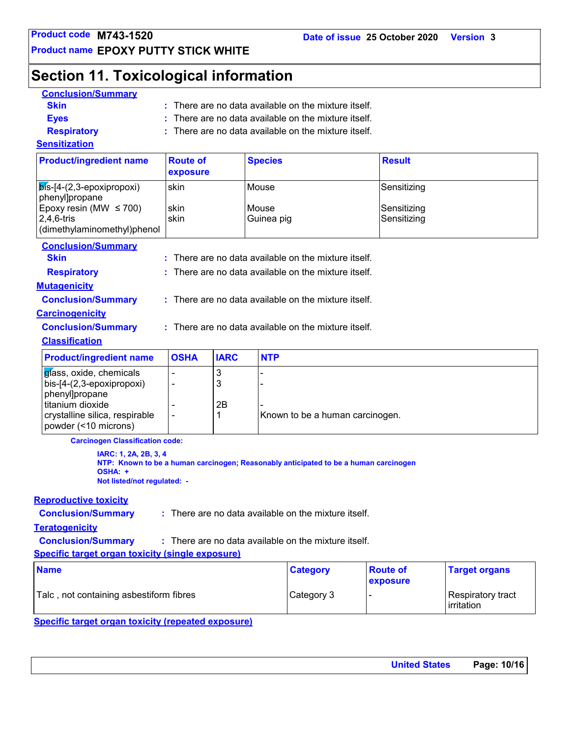# Section 11. Toxicological information

**Conclusion/Summary**

**Skin** : There are no data available on the mixture itself.

**Eyes** : There are no data available on the mixture itself.

**Respiratory** : There are no data available on the mixture itself.

**Sensitization**

| Product/ingredient name | Route of exposure | Species | Result |
|---|---|---|---|
| bis-[4-(2,3-epoxipropoxi) phenyl]propane | skin | Mouse | Sensitizing |
| Epoxy resin (MW ≤ 700) | skin | Mouse | Sensitizing |
| 2,4,6-tris (dimethylaminomethyl)phenol | skin | Guinea pig | Sensitizing |

**Conclusion/Summary**

**Skin** : There are no data available on the mixture itself.

**Respiratory** : There are no data available on the mixture itself.

**Mutagenicity**

**Conclusion/Summary** : There are no data available on the mixture itself.

**Carcinogenicity**

**Conclusion/Summary** : There are no data available on the mixture itself.

**Classification**

| Product/ingredient name | OSHA | IARC | NTP |
|---|---|---|---|
| glass, oxide, chemicals | - | 3 | - |
| bis-[4-(2,3-epoxipropoxi) phenyl]propane | - | 3 | - |
| titanium dioxide | - | 2B | - |
| crystalline silica, respirable powder (<10 microns) | - | 1 | Known to be a human carcinogen. |

**Carcinogen Classification code:**

**IARC: 1, 2A, 2B, 3, 4**
**NTP: Known to be a human carcinogen; Reasonably anticipated to be a human carcinogen**
**OSHA: +**
**Not listed/not regulated: -**

**Reproductive toxicity**

**Conclusion/Summary** : There are no data available on the mixture itself.

**Teratogenicity**

**Conclusion/Summary** : There are no data available on the mixture itself.

**Specific target organ toxicity (single exposure)**

| Name | Category | Route of exposure | Target organs |
|---|---|---|---|
| Talc , not containing asbestiform fibres | Category 3 | - | Respiratory tract irritation |

**Specific target organ toxicity (repeated exposure)**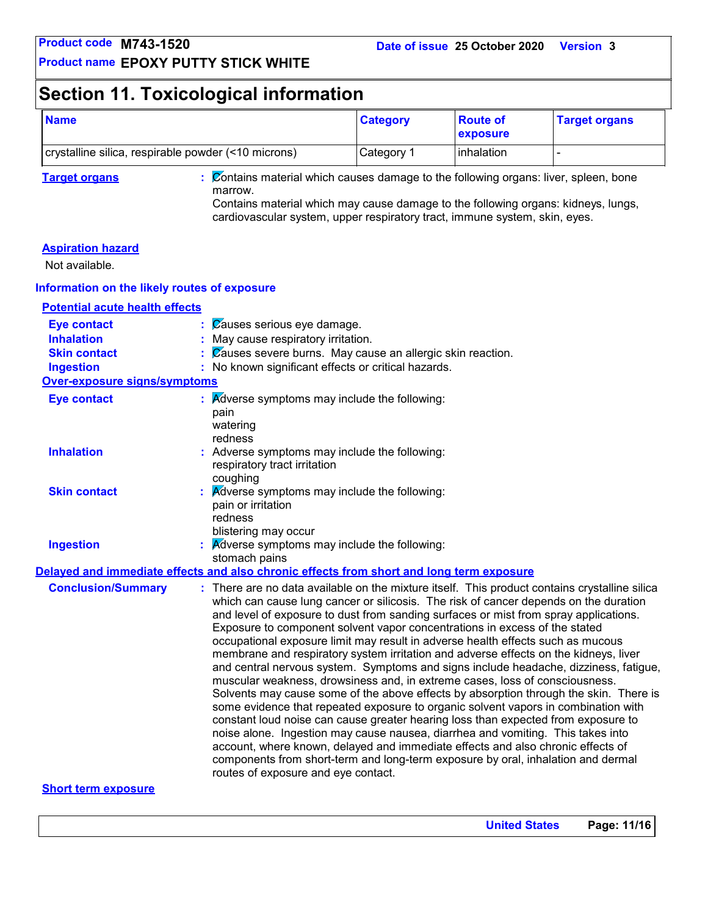## Section 11. Toxicological information

| Name | Category | Route of exposure | Target organs |
|---|---|---|---|
| crystalline silica, respirable powder (<10 microns) | Category 1 | inhalation | - |

**Target organs** : Contains material which causes damage to the following organs: liver, spleen, bone marrow.
Contains material which may cause damage to the following organs: kidneys, lungs, cardiovascular system, upper respiratory tract, immune system, skin, eyes.

**Aspiration hazard**

Not available.

### Information on the likely routes of exposure

**Potential acute health effects**

**Eye contact** : Causes serious eye damage.
**Inhalation** : May cause respiratory irritation.
**Skin contact** : Causes severe burns. May cause an allergic skin reaction.
**Ingestion** : No known significant effects or critical hazards.

**Over-exposure signs/symptoms**

**Eye contact** : Adverse symptoms may include the following:
pain
watering
redness

**Inhalation** : Adverse symptoms may include the following:
respiratory tract irritation
coughing

**Skin contact** : Adverse symptoms may include the following:
pain or irritation
redness
blistering may occur

**Ingestion** : Adverse symptoms may include the following:
stomach pains

**Delayed and immediate effects and also chronic effects from short and long term exposure**

**Conclusion/Summary** : There are no data available on the mixture itself. This product contains crystalline silica which can cause lung cancer or silicosis. The risk of cancer depends on the duration and level of exposure to dust from sanding surfaces or mist from spray applications. Exposure to component solvent vapor concentrations in excess of the stated occupational exposure limit may result in adverse health effects such as mucous membrane and respiratory system irritation and adverse effects on the kidneys, liver and central nervous system. Symptoms and signs include headache, dizziness, fatigue, muscular weakness, drowsiness and, in extreme cases, loss of consciousness. Solvents may cause some of the above effects by absorption through the skin. There is some evidence that repeated exposure to organic solvent vapors in combination with constant loud noise can cause greater hearing loss than expected from exposure to noise alone. Ingestion may cause nausea, diarrhea and vomiting. This takes into account, where known, delayed and immediate effects and also chronic effects of components from short-term and long-term exposure by oral, inhalation and dermal routes of exposure and eye contact.

**Short term exposure**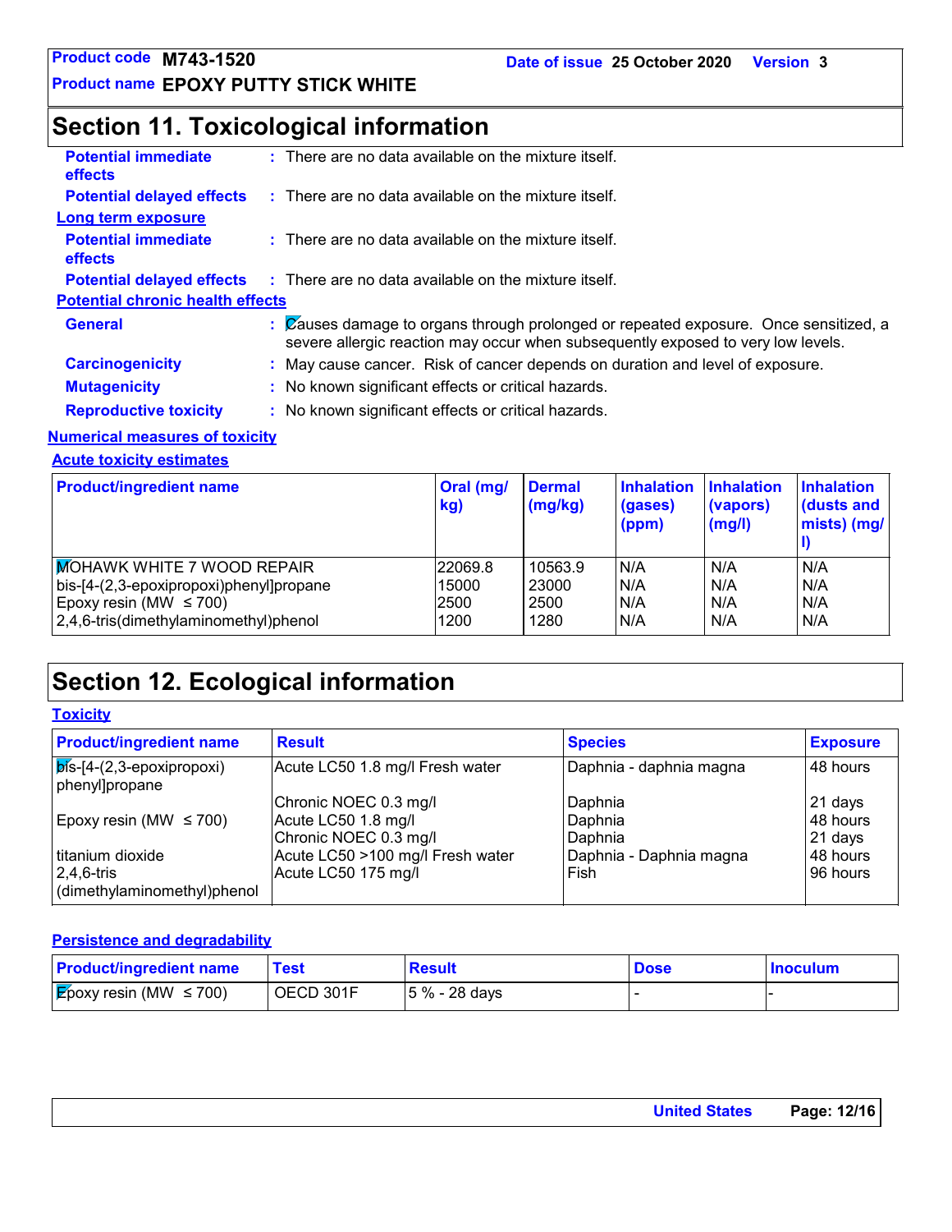# Section 11. Toxicological information

**Potential immediate effects** : There are no data available on the mixture itself.

**Potential delayed effects** : There are no data available on the mixture itself.

**Long term exposure**

**Potential immediate effects** : There are no data available on the mixture itself.

**Potential delayed effects** : There are no data available on the mixture itself.

**Potential chronic health effects**

**General** : Causes damage to organs through prolonged or repeated exposure. Once sensitized, a severe allergic reaction may occur when subsequently exposed to very low levels.

**Carcinogenicity** : May cause cancer. Risk of cancer depends on duration and level of exposure.

**Mutagenicity** : No known significant effects or critical hazards.

**Reproductive toxicity** : No known significant effects or critical hazards.

**Numerical measures of toxicity**

**Acute toxicity estimates**

| Product/ingredient name | Oral (mg/kg) | Dermal (mg/kg) | Inhalation (gases) (ppm) | Inhalation (vapors) (mg/l) | Inhalation (dusts and mists) (mg/l) |
|---|---|---|---|---|---|
| MOHAWK WHITE 7 WOOD REPAIR | 22069.8 | 10563.9 | N/A | N/A | N/A |
| bis-[4-(2,3-epoxipropoxi)phenyl]propane | 15000 | 23000 | N/A | N/A | N/A |
| Epoxy resin (MW ≤ 700) | 2500 | 2500 | N/A | N/A | N/A |
| 2,4,6-tris(dimethylaminomethyl)phenol | 1200 | 1280 | N/A | N/A | N/A |

# Section 12. Ecological information

**Toxicity**

| Product/ingredient name | Result | Species | Exposure |
|---|---|---|---|
| bis-[4-(2,3-epoxipropoxi) phenyl]propane | Acute LC50 1.8 mg/l Fresh water | Daphnia - daphnia magna | 48 hours |
| | Chronic NOEC 0.3 mg/l | Daphnia | 21 days |
| Epoxy resin (MW ≤ 700) | Acute LC50 1.8 mg/l | Daphnia | 48 hours |
| | Chronic NOEC 0.3 mg/l | Daphnia | 21 days |
| titanium dioxide | Acute LC50 >100 mg/l Fresh water | Daphnia - Daphnia magna | 48 hours |
| 2,4,6-tris (dimethylaminomethyl)phenol | Acute LC50 175 mg/l | Fish | 96 hours |

**Persistence and degradability**

| Product/ingredient name | Test | Result | Dose | Inoculum |
|---|---|---|---|---|
| Epoxy resin (MW ≤ 700) | OECD 301F | 5 % - 28 days | - | - |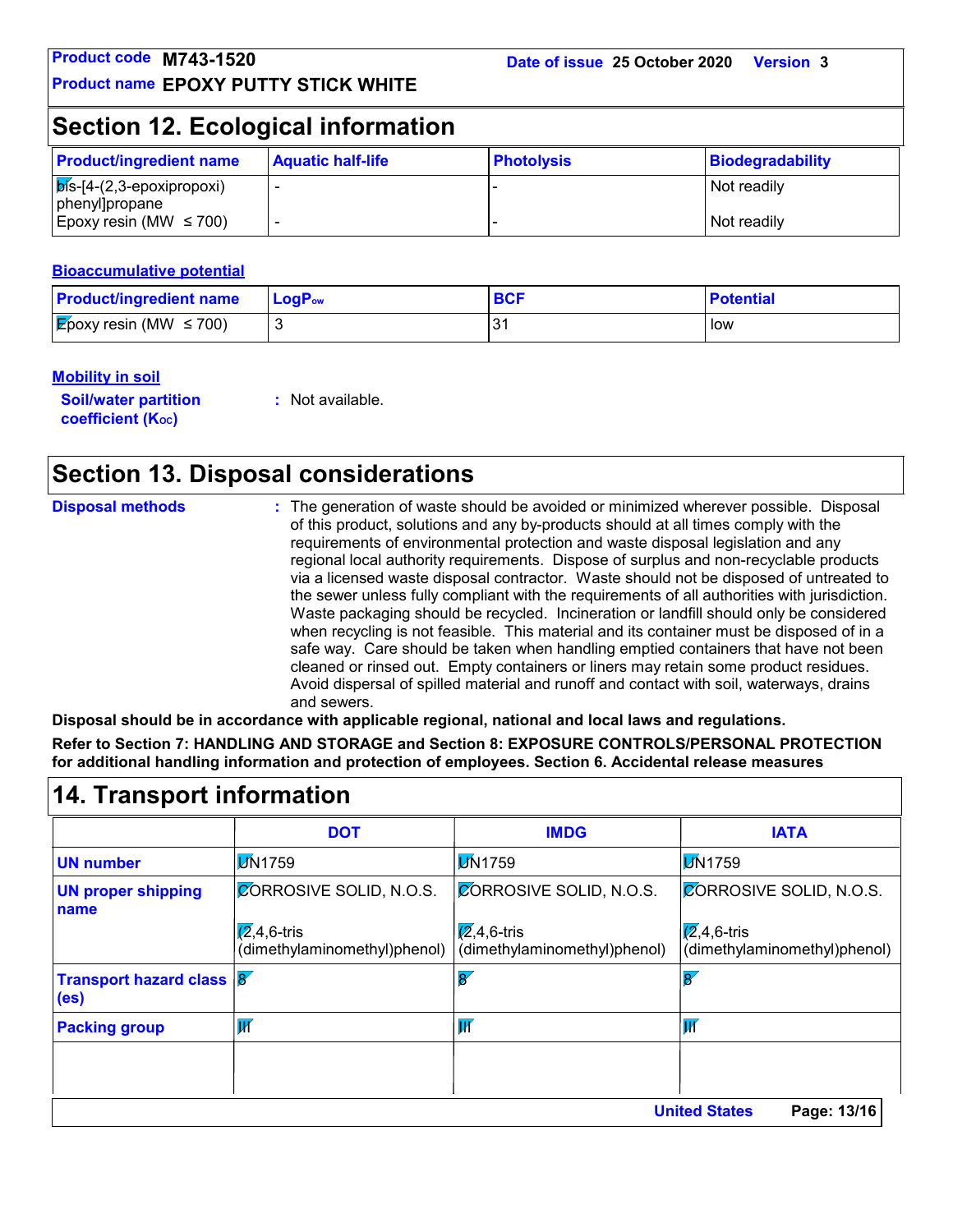## Section 12. Ecological information

| Product/ingredient name | Aquatic half-life | Photolysis | Biodegradability |
|---|---|---|---|
| bis-[4-(2,3-epoxipropoxi) phenyl]propane | - | - | Not readily |
| Epoxy resin (MW ≤ 700) | - | - | Not readily |

### Bioaccumulative potential

| Product/ingredient name | $LogP_{ow}$ | BCF | Potential |
|---|---|---|---|
| Epoxy resin (MW ≤ 700) | 3 | 31 | low |

### Mobility in soil

**Soil/water partition coefficient ($K_{OC}$)** : Not available.

## Section 13. Disposal considerations

**Disposal methods** : The generation of waste should be avoided or minimized wherever possible. Disposal of this product, solutions and any by-products should at all times comply with the requirements of environmental protection and waste disposal legislation and any regional local authority requirements. Dispose of surplus and non-recyclable products via a licensed waste disposal contractor. Waste should not be disposed of untreated to the sewer unless fully compliant with the requirements of all authorities with jurisdiction. Waste packaging should be recycled. Incineration or landfill should only be considered when recycling is not feasible. This material and its container must be disposed of in a safe way. Care should be taken when handling emptied containers that have not been cleaned or rinsed out. Empty containers or liners may retain some product residues. Avoid dispersal of spilled material and runoff and contact with soil, waterways, drains and sewers.

**Disposal should be in accordance with applicable regional, national and local laws and regulations.**

**Refer to Section 7: HANDLING AND STORAGE and Section 8: EXPOSURE CONTROLS/PERSONAL PROTECTION for additional handling information and protection of employees. Section 6. Accidental release measures**

## 14. Transport information

| | DOT | IMDG | IATA |
|---|---|---|---|
| UN number | UN1759 | UN1759 | UN1759 |
| UN proper shipping name | CORROSIVE SOLID, N.O.S. (2,4,6-tris (dimethylaminomethyl)phenol) | CORROSIVE SOLID, N.O.S. (2,4,6-tris (dimethylaminomethyl)phenol) | CORROSIVE SOLID, N.O.S. (2,4,6-tris (dimethylaminomethyl)phenol) |
| Transport hazard class (es) | 8 | 8 | 8 |
| Packing group | III | III | III |
| | | | |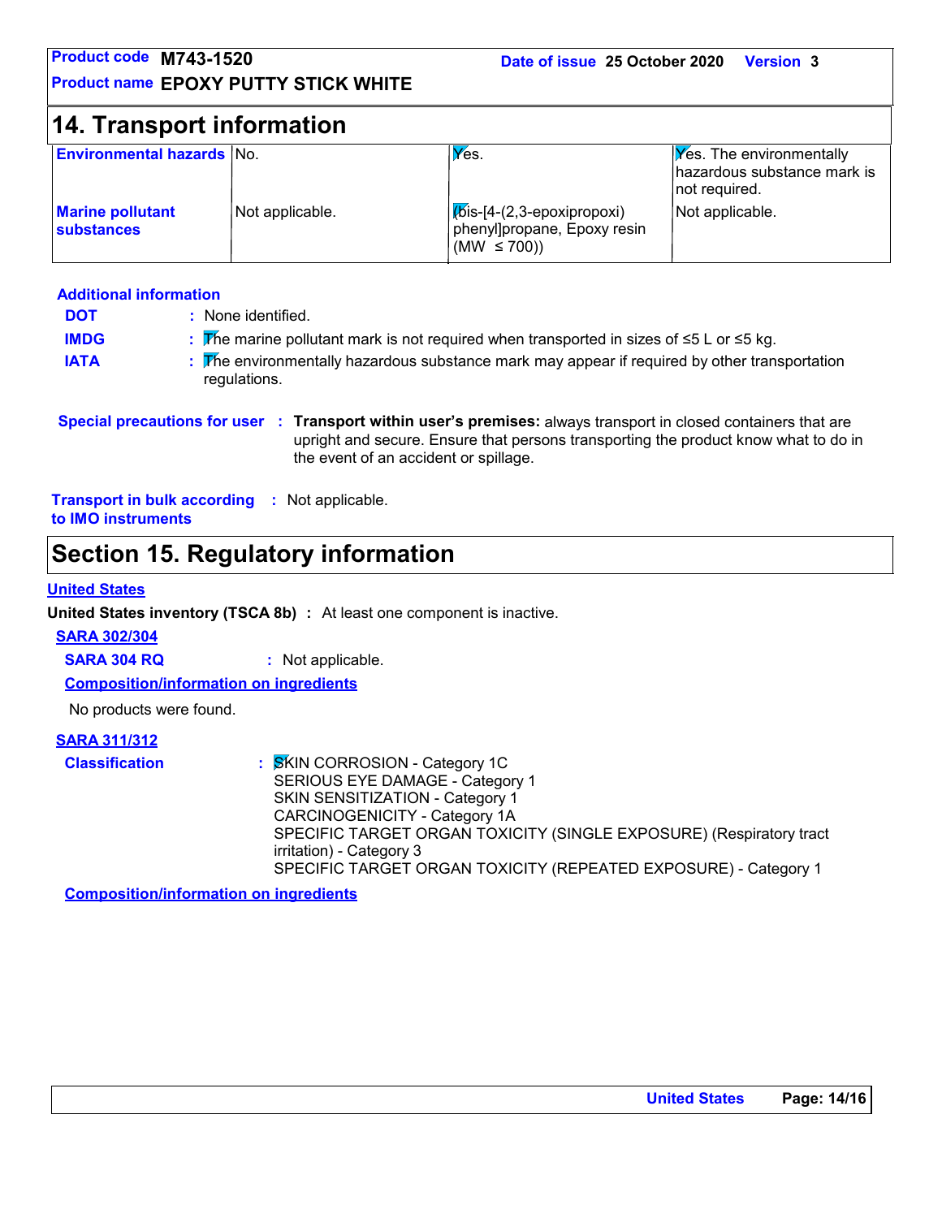## 14. Transport information

| | | | |
|---|---|---|---|
| **Environmental hazards** | No. | Yes. | Yes. The environmentally hazardous substance mark is not required. |
| **Marine pollutant substances** | Not applicable. | (bis-[4-(2,3-epoxipropoxi) phenyl]propane, Epoxy resin (MW ≤ 700)) | Not applicable. |

**Additional information**

**DOT** : None identified.

**IMDG** : The marine pollutant mark is not required when transported in sizes of ≤5 L or ≤5 kg.

**IATA** : The environmentally hazardous substance mark may appear if required by other transportation regulations.

**Special precautions for user** : **Transport within user's premises:** always transport in closed containers that are upright and secure. Ensure that persons transporting the product know what to do in the event of an accident or spillage.

**Transport in bulk according to IMO instruments** : Not applicable.

## Section 15. Regulatory information

**United States**

**United States inventory (TSCA 8b)** : At least one component is inactive.

**SARA 302/304**

**SARA 304 RQ** : Not applicable.

**Composition/information on ingredients**

No products were found.

**SARA 311/312**

**Classification** : SKIN CORROSION - Category 1C
SERIOUS EYE DAMAGE - Category 1
SKIN SENSITIZATION - Category 1
CARCINOGENICITY - Category 1A
SPECIFIC TARGET ORGAN TOXICITY (SINGLE EXPOSURE) (Respiratory tract irritation) - Category 3
SPECIFIC TARGET ORGAN TOXICITY (REPEATED EXPOSURE) - Category 1

**Composition/information on ingredients**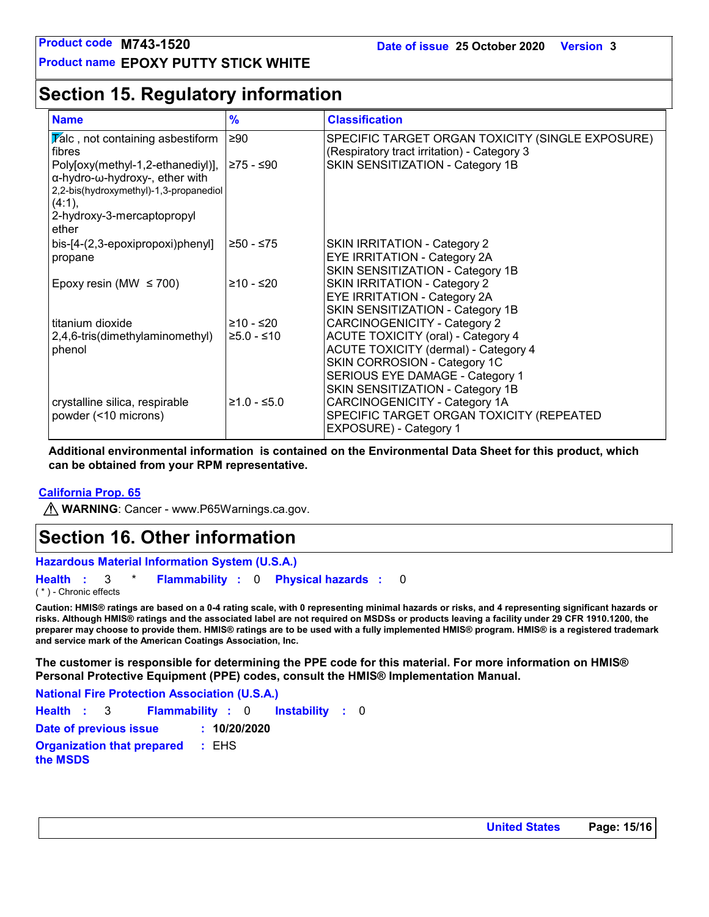**Product code** M743-1520 **Date of issue** 25 October 2020 **Version** 3

**Product name** EPOXY PUTTY STICK WHITE

# Section 15. Regulatory information

| Name | % | Classification |
|---|---|---|
| Talc , not containing asbestiform fibres | ≥90 | SPECIFIC TARGET ORGAN TOXICITY (SINGLE EXPOSURE) (Respiratory tract irritation) - Category 3 |
| Poly[oxy(methyl-1,2-ethanediyl)], α-hydro-ω-hydroxy-, ether with 2,2-bis(hydroxymethyl)-1,3-propanediol (4:1), 2-hydroxy-3-mercaptopropyl ether | ≥75 - ≤90 | SKIN SENSITIZATION - Category 1B |
| bis-[4-(2,3-epoxipropoxi)phenyl] propane | ≥50 - ≤75 | SKIN IRRITATION - Category 2<br>EYE IRRITATION - Category 2A<br>SKIN SENSITIZATION - Category 1B |
| Epoxy resin (MW ≤ 700) | ≥10 - ≤20 | SKIN IRRITATION - Category 2<br>EYE IRRITATION - Category 2A<br>SKIN SENSITIZATION - Category 1B |
| titanium dioxide | ≥10 - ≤20 | CARCINOGENICITY - Category 2 |
| 2,4,6-tris(dimethylaminomethyl) phenol | ≥5.0 - ≤10 | ACUTE TOXICITY (oral) - Category 4<br>ACUTE TOXICITY (dermal) - Category 4<br>SKIN CORROSION - Category 1C<br>SERIOUS EYE DAMAGE - Category 1<br>SKIN SENSITIZATION - Category 1B |
| crystalline silica, respirable powder (<10 microns) | ≥1.0 - ≤5.0 | CARCINOGENICITY - Category 1A<br>SPECIFIC TARGET ORGAN TOXICITY (REPEATED EXPOSURE) - Category 1 |

**Additional environmental information is contained on the Environmental Data Sheet for this product, which can be obtained from your RPM representative.**

**California Prop. 65**

⚠ **WARNING**: Cancer - www.P65Warnings.ca.gov.

# Section 16. Other information

**Hazardous Material Information System (U.S.A.)**

**Health** : 3 * **Flammability** : 0 **Physical hazards** : 0

( * ) - Chronic effects

**Caution: HMIS® ratings are based on a 0-4 rating scale, with 0 representing minimal hazards or risks, and 4 representing significant hazards or risks. Although HMIS® ratings and the associated label are not required on MSDSs or products leaving a facility under 29 CFR 1910.1200, the preparer may choose to provide them. HMIS® ratings are to be used with a fully implemented HMIS® program. HMIS® is a registered trademark and service mark of the American Coatings Association, Inc.**

**The customer is responsible for determining the PPE code for this material. For more information on HMIS® Personal Protective Equipment (PPE) codes, consult the HMIS® Implementation Manual.**

**National Fire Protection Association (U.S.A.)**

**Health** : 3 **Flammability** : 0 **Instability** : 0

**Date of previous issue** : **10/20/2020**

**Organization that prepared the MSDS** : EHS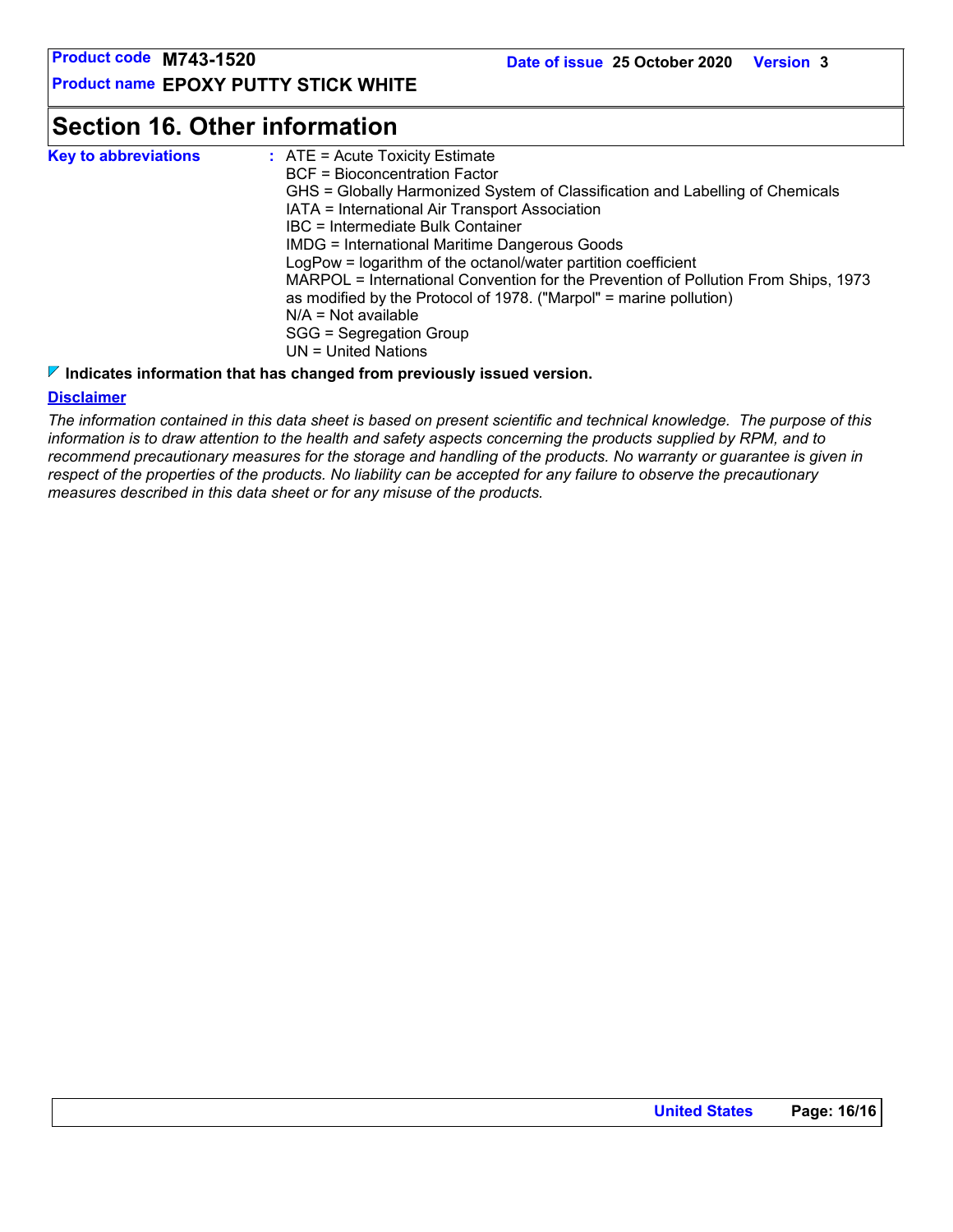## Section 16. Other information

**Key to abbreviations** : ATE = Acute Toxicity Estimate
BCF = Bioconcentration Factor
GHS = Globally Harmonized System of Classification and Labelling of Chemicals
IATA = International Air Transport Association
IBC = Intermediate Bulk Container
IMDG = International Maritime Dangerous Goods
LogPow = logarithm of the octanol/water partition coefficient
MARPOL = International Convention for the Prevention of Pollution From Ships, 1973 as modified by the Protocol of 1978. ("Marpol" = marine pollution)
N/A = Not available
SGG = Segregation Group
UN = United Nations

◤ **Indicates information that has changed from previously issued version.**

**Disclaimer**

*The information contained in this data sheet is based on present scientific and technical knowledge. The purpose of this information is to draw attention to the health and safety aspects concerning the products supplied by RPM, and to recommend precautionary measures for the storage and handling of the products. No warranty or guarantee is given in respect of the properties of the products. No liability can be accepted for any failure to observe the precautionary measures described in this data sheet or for any misuse of the products.*